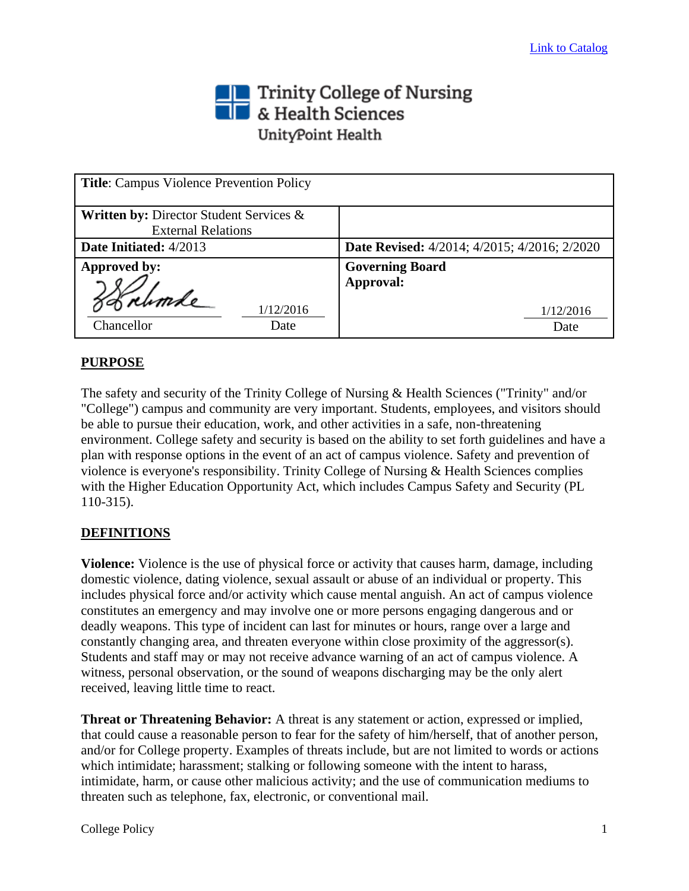Link to Catalog

Trinity College of Nursing & Health Sciences
UnityPoint Health

| **Title**: Campus Violence Prevention Policy | |
|---|---|
| **Written by:** Director Student Services & External Relations | |
| **Date Initiated:** 4/2013 | **Date Revised:** 4/2014; 4/2015; 4/2016; 2/2020 |
| **Approved by:** Chancellor 1/12/2016 Date | **Governing Board Approval:** 1/12/2016 Date |

## PURPOSE

The safety and security of the Trinity College of Nursing & Health Sciences ("Trinity" and/or "College") campus and community are very important. Students, employees, and visitors should be able to pursue their education, work, and other activities in a safe, non-threatening environment. College safety and security is based on the ability to set forth guidelines and have a plan with response options in the event of an act of campus violence. Safety and prevention of violence is everyone's responsibility. Trinity College of Nursing & Health Sciences complies with the Higher Education Opportunity Act, which includes Campus Safety and Security (PL 110-315).

## DEFINITIONS

**Violence:** Violence is the use of physical force or activity that causes harm, damage, including domestic violence, dating violence, sexual assault or abuse of an individual or property. This includes physical force and/or activity which cause mental anguish. An act of campus violence constitutes an emergency and may involve one or more persons engaging dangerous and or deadly weapons. This type of incident can last for minutes or hours, range over a large and constantly changing area, and threaten everyone within close proximity of the aggressor(s). Students and staff may or may not receive advance warning of an act of campus violence. A witness, personal observation, or the sound of weapons discharging may be the only alert received, leaving little time to react.

**Threat or Threatening Behavior:** A threat is any statement or action, expressed or implied, that could cause a reasonable person to fear for the safety of him/herself, that of another person, and/or for College property. Examples of threats include, but are not limited to words or actions which intimidate; harassment; stalking or following someone with the intent to harass, intimidate, harm, or cause other malicious activity; and the use of communication mediums to threaten such as telephone, fax, electronic, or conventional mail.

College Policy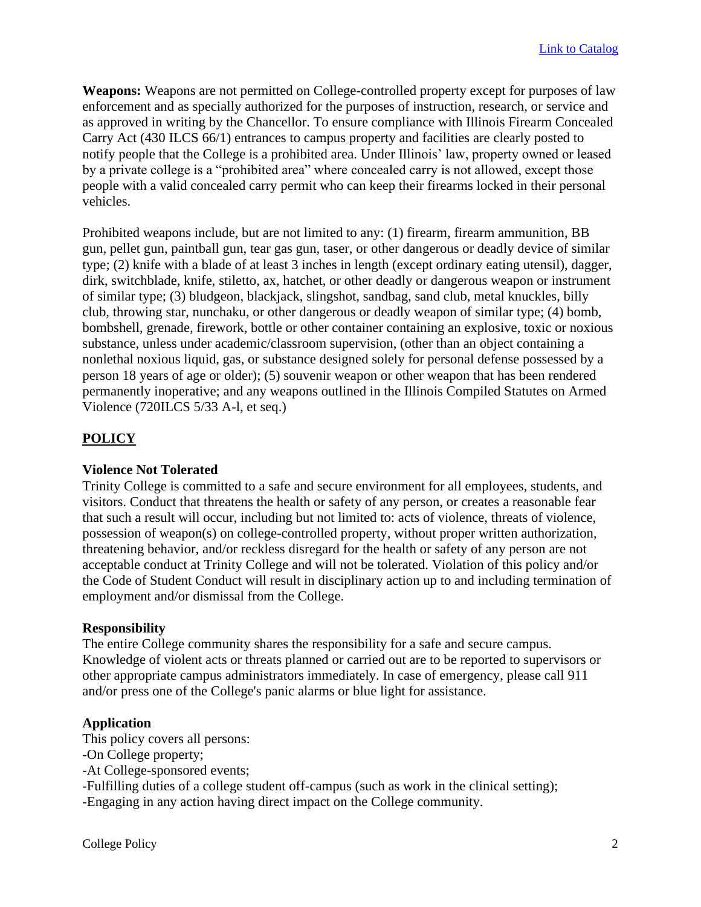[Link to Catalog]

**Weapons:** Weapons are not permitted on College-controlled property except for purposes of law enforcement and as specially authorized for the purposes of instruction, research, or service and as approved in writing by the Chancellor. To ensure compliance with Illinois Firearm Concealed Carry Act (430 ILCS 66/1) entrances to campus property and facilities are clearly posted to notify people that the College is a prohibited area. Under Illinois' law, property owned or leased by a private college is a "prohibited area" where concealed carry is not allowed, except those people with a valid concealed carry permit who can keep their firearms locked in their personal vehicles.

Prohibited weapons include, but are not limited to any: (1) firearm, firearm ammunition, BB gun, pellet gun, paintball gun, tear gas gun, taser, or other dangerous or deadly device of similar type; (2) knife with a blade of at least 3 inches in length (except ordinary eating utensil), dagger, dirk, switchblade, knife, stiletto, ax, hatchet, or other deadly or dangerous weapon or instrument of similar type; (3) bludgeon, blackjack, slingshot, sandbag, sand club, metal knuckles, billy club, throwing star, nunchaku, or other dangerous or deadly weapon of similar type; (4) bomb, bombshell, grenade, firework, bottle or other container containing an explosive, toxic or noxious substance, unless under academic/classroom supervision, (other than an object containing a nonlethal noxious liquid, gas, or substance designed solely for personal defense possessed by a person 18 years of age or older); (5) souvenir weapon or other weapon that has been rendered permanently inoperative; and any weapons outlined in the Illinois Compiled Statutes on Armed Violence (720ILCS 5/33 A-l, et seq.)

## POLICY

### Violence Not Tolerated

Trinity College is committed to a safe and secure environment for all employees, students, and visitors. Conduct that threatens the health or safety of any person, or creates a reasonable fear that such a result will occur, including but not limited to: acts of violence, threats of violence, possession of weapon(s) on college-controlled property, without proper written authorization, threatening behavior, and/or reckless disregard for the health or safety of any person are not acceptable conduct at Trinity College and will not be tolerated. Violation of this policy and/or the Code of Student Conduct will result in disciplinary action up to and including termination of employment and/or dismissal from the College.

### Responsibility

The entire College community shares the responsibility for a safe and secure campus. Knowledge of violent acts or threats planned or carried out are to be reported to supervisors or other appropriate campus administrators immediately. In case of emergency, please call 911 and/or press one of the College's panic alarms or blue light for assistance.

### Application

This policy covers all persons:

- On College property;
- At College-sponsored events;
- Fulfilling duties of a college student off-campus (such as work in the clinical setting);
- Engaging in any action having direct impact on the College community.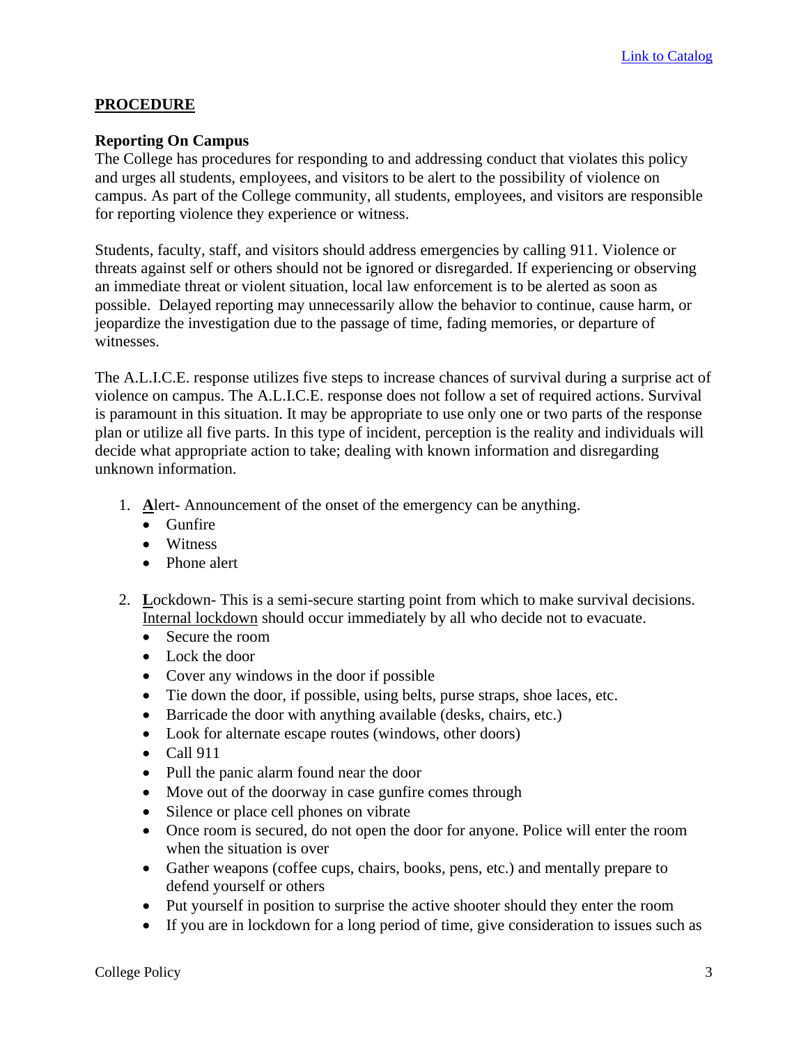[Link to Catalog]

**PROCEDURE**

**Reporting On Campus**

The College has procedures for responding to and addressing conduct that violates this policy and urges all students, employees, and visitors to be alert to the possibility of violence on campus. As part of the College community, all students, employees, and visitors are responsible for reporting violence they experience or witness.

Students, faculty, staff, and visitors should address emergencies by calling 911. Violence or threats against self or others should not be ignored or disregarded. If experiencing or observing an immediate threat or violent situation, local law enforcement is to be alerted as soon as possible. Delayed reporting may unnecessarily allow the behavior to continue, cause harm, or jeopardize the investigation due to the passage of time, fading memories, or departure of witnesses.

The A.L.I.C.E. response utilizes five steps to increase chances of survival during a surprise act of violence on campus. The A.L.I.C.E. response does not follow a set of required actions. Survival is paramount in this situation. It may be appropriate to use only one or two parts of the response plan or utilize all five parts. In this type of incident, perception is the reality and individuals will decide what appropriate action to take; dealing with known information and disregarding unknown information.

1. **A**lert- Announcement of the onset of the emergency can be anything.
   - Gunfire
   - Witness
   - Phone alert

2. **L**ockdown- This is a semi-secure starting point from which to make survival decisions. Internal lockdown should occur immediately by all who decide not to evacuate.
   - Secure the room
   - Lock the door
   - Cover any windows in the door if possible
   - Tie down the door, if possible, using belts, purse straps, shoe laces, etc.
   - Barricade the door with anything available (desks, chairs, etc.)
   - Look for alternate escape routes (windows, other doors)
   - Call 911
   - Pull the panic alarm found near the door
   - Move out of the doorway in case gunfire comes through
   - Silence or place cell phones on vibrate
   - Once room is secured, do not open the door for anyone. Police will enter the room when the situation is over
   - Gather weapons (coffee cups, chairs, books, pens, etc.) and mentally prepare to defend yourself or others
   - Put yourself in position to surprise the active shooter should they enter the room
   - If you are in lockdown for a long period of time, give consideration to issues such as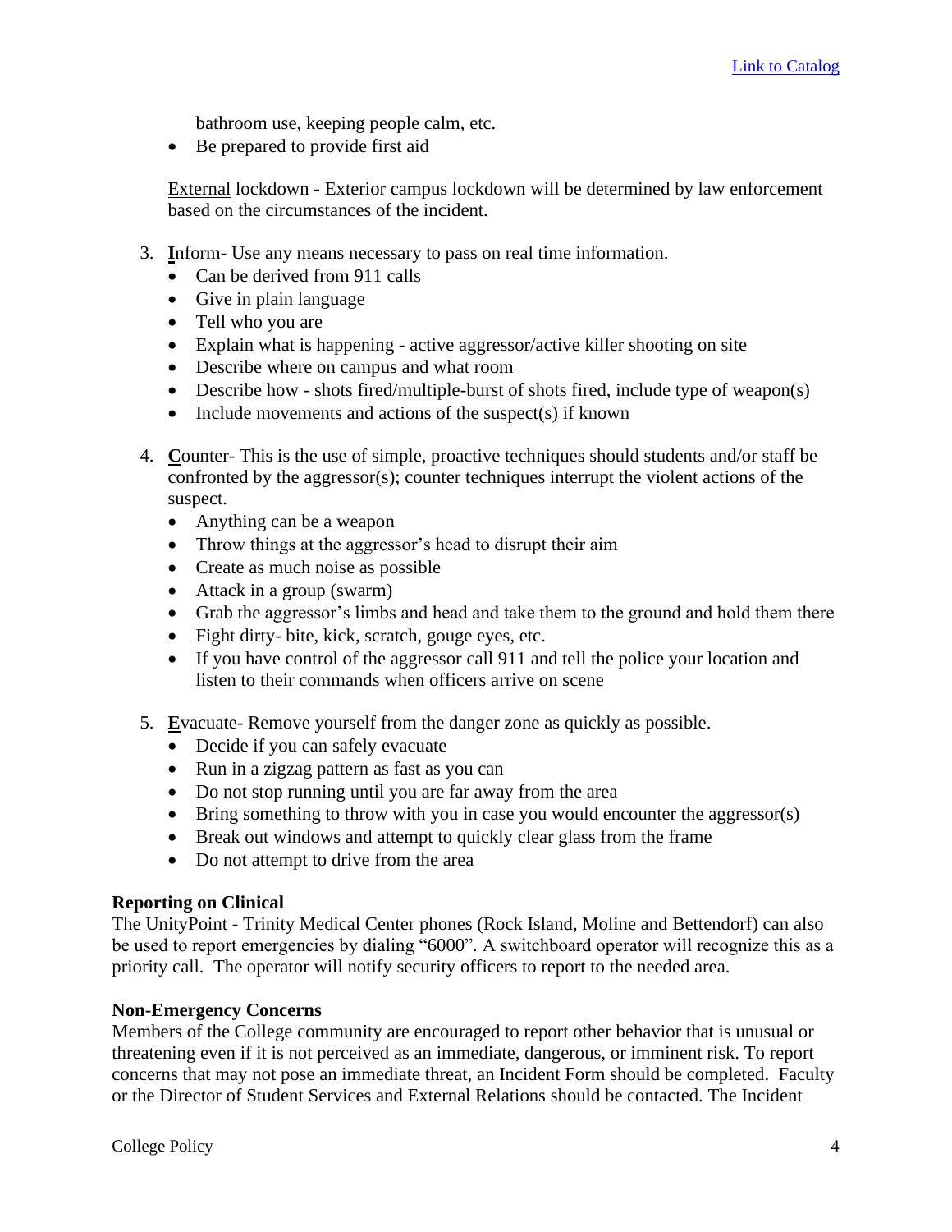bathroom use, keeping people calm, etc.

- Be prepared to provide first aid

External lockdown - Exterior campus lockdown will be determined by law enforcement based on the circumstances of the incident.

3. **I**nform- Use any means necessary to pass on real time information.
   - Can be derived from 911 calls
   - Give in plain language
   - Tell who you are
   - Explain what is happening - active aggressor/active killer shooting on site
   - Describe where on campus and what room
   - Describe how - shots fired/multiple-burst of shots fired, include type of weapon(s)
   - Include movements and actions of the suspect(s) if known

4. **C**ounter- This is the use of simple, proactive techniques should students and/or staff be confronted by the aggressor(s); counter techniques interrupt the violent actions of the suspect.
   - Anything can be a weapon
   - Throw things at the aggressor's head to disrupt their aim
   - Create as much noise as possible
   - Attack in a group (swarm)
   - Grab the aggressor's limbs and head and take them to the ground and hold them there
   - Fight dirty- bite, kick, scratch, gouge eyes, etc.
   - If you have control of the aggressor call 911 and tell the police your location and listen to their commands when officers arrive on scene

5. **E**vacuate- Remove yourself from the danger zone as quickly as possible.
   - Decide if you can safely evacuate
   - Run in a zigzag pattern as fast as you can
   - Do not stop running until you are far away from the area
   - Bring something to throw with you in case you would encounter the aggressor(s)
   - Break out windows and attempt to quickly clear glass from the frame
   - Do not attempt to drive from the area

**Reporting on Clinical**
The UnityPoint - Trinity Medical Center phones (Rock Island, Moline and Bettendorf) can also be used to report emergencies by dialing "6000". A switchboard operator will recognize this as a priority call. The operator will notify security officers to report to the needed area.

**Non-Emergency Concerns**
Members of the College community are encouraged to report other behavior that is unusual or threatening even if it is not perceived as an immediate, dangerous, or imminent risk. To report concerns that may not pose an immediate threat, an Incident Form should be completed. Faculty or the Director of Student Services and External Relations should be contacted. The Incident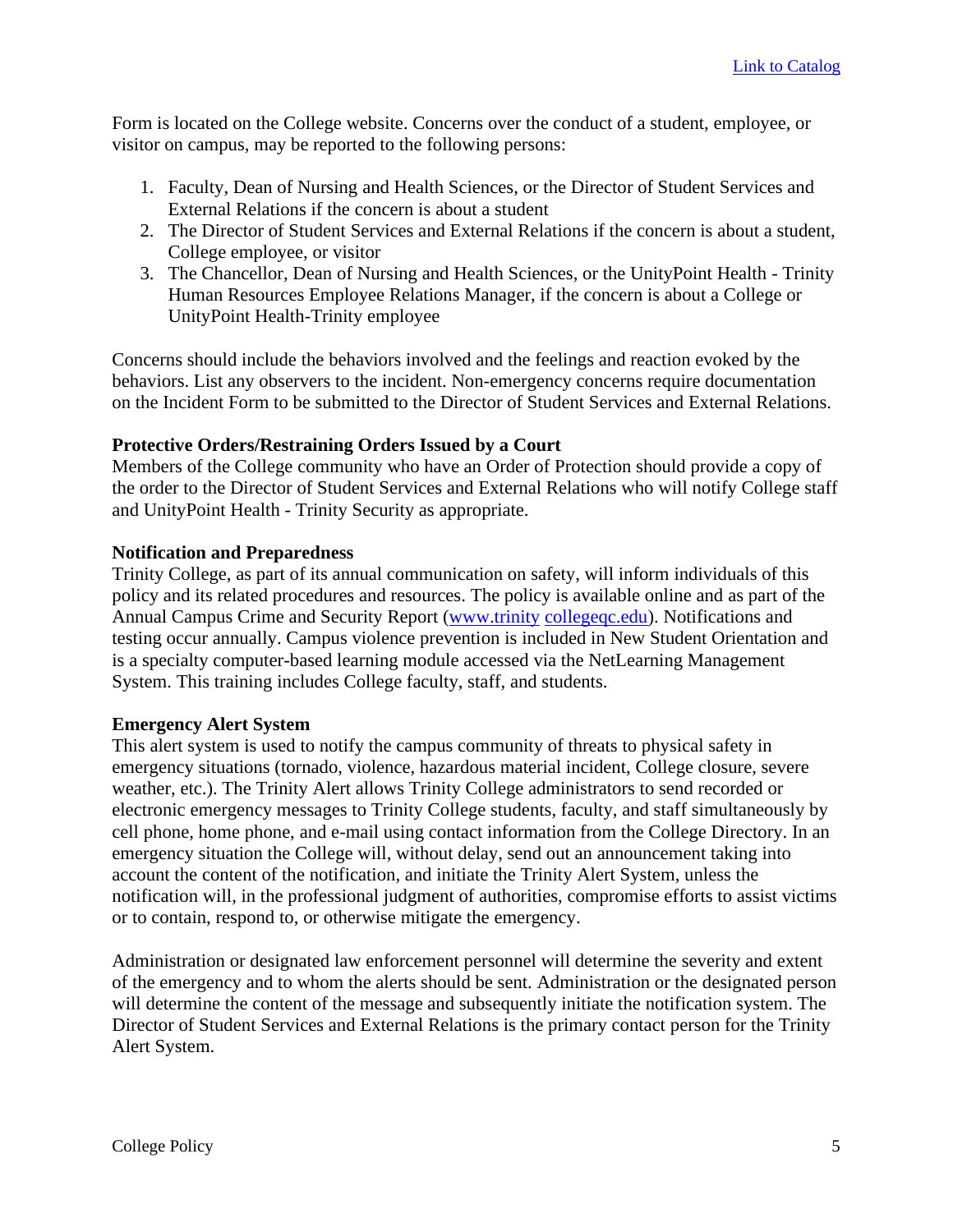[Link to Catalog](#)

Form is located on the College website. Concerns over the conduct of a student, employee, or visitor on campus, may be reported to the following persons:

1. Faculty, Dean of Nursing and Health Sciences, or the Director of Student Services and External Relations if the concern is about a student
2. The Director of Student Services and External Relations if the concern is about a student, College employee, or visitor
3. The Chancellor, Dean of Nursing and Health Sciences, or the UnityPoint Health - Trinity Human Resources Employee Relations Manager, if the concern is about a College or UnityPoint Health-Trinity employee

Concerns should include the behaviors involved and the feelings and reaction evoked by the behaviors. List any observers to the incident. Non-emergency concerns require documentation on the Incident Form to be submitted to the Director of Student Services and External Relations.

**Protective Orders/Restraining Orders Issued by a Court**
Members of the College community who have an Order of Protection should provide a copy of the order to the Director of Student Services and External Relations who will notify College staff and UnityPoint Health - Trinity Security as appropriate.

**Notification and Preparedness**
Trinity College, as part of its annual communication on safety, will inform individuals of this policy and its related procedures and resources. The policy is available online and as part of the Annual Campus Crime and Security Report (www.trinity collegeqc.edu). Notifications and testing occur annually. Campus violence prevention is included in New Student Orientation and is a specialty computer-based learning module accessed via the NetLearning Management System. This training includes College faculty, staff, and students.

**Emergency Alert System**
This alert system is used to notify the campus community of threats to physical safety in emergency situations (tornado, violence, hazardous material incident, College closure, severe weather, etc.). The Trinity Alert allows Trinity College administrators to send recorded or electronic emergency messages to Trinity College students, faculty, and staff simultaneously by cell phone, home phone, and e-mail using contact information from the College Directory. In an emergency situation the College will, without delay, send out an announcement taking into account the content of the notification, and initiate the Trinity Alert System, unless the notification will, in the professional judgment of authorities, compromise efforts to assist victims or to contain, respond to, or otherwise mitigate the emergency.

Administration or designated law enforcement personnel will determine the severity and extent of the emergency and to whom the alerts should be sent. Administration or the designated person will determine the content of the message and subsequently initiate the notification system. The Director of Student Services and External Relations is the primary contact person for the Trinity Alert System.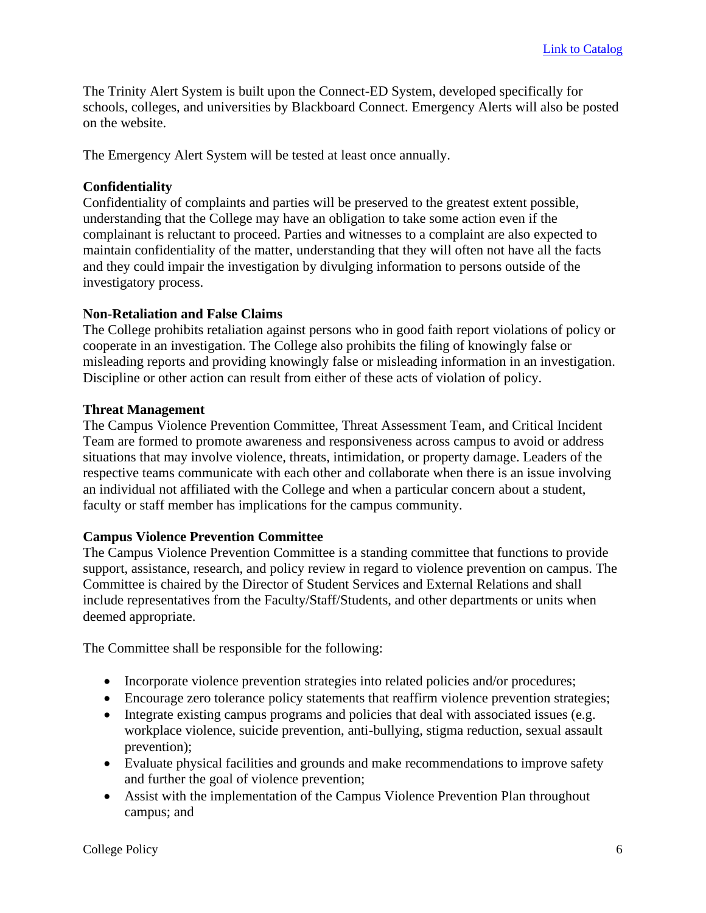[Link to Catalog]

The Trinity Alert System is built upon the Connect-ED System, developed specifically for schools, colleges, and universities by Blackboard Connect. Emergency Alerts will also be posted on the website.

The Emergency Alert System will be tested at least once annually.

**Confidentiality**

Confidentiality of complaints and parties will be preserved to the greatest extent possible, understanding that the College may have an obligation to take some action even if the complainant is reluctant to proceed. Parties and witnesses to a complaint are also expected to maintain confidentiality of the matter, understanding that they will often not have all the facts and they could impair the investigation by divulging information to persons outside of the investigatory process.

**Non-Retaliation and False Claims**

The College prohibits retaliation against persons who in good faith report violations of policy or cooperate in an investigation. The College also prohibits the filing of knowingly false or misleading reports and providing knowingly false or misleading information in an investigation. Discipline or other action can result from either of these acts of violation of policy.

**Threat Management**

The Campus Violence Prevention Committee, Threat Assessment Team, and Critical Incident Team are formed to promote awareness and responsiveness across campus to avoid or address situations that may involve violence, threats, intimidation, or property damage. Leaders of the respective teams communicate with each other and collaborate when there is an issue involving an individual not affiliated with the College and when a particular concern about a student, faculty or staff member has implications for the campus community.

**Campus Violence Prevention Committee**

The Campus Violence Prevention Committee is a standing committee that functions to provide support, assistance, research, and policy review in regard to violence prevention on campus. The Committee is chaired by the Director of Student Services and External Relations and shall include representatives from the Faculty/Staff/Students, and other departments or units when deemed appropriate.

The Committee shall be responsible for the following:

- Incorporate violence prevention strategies into related policies and/or procedures;
- Encourage zero tolerance policy statements that reaffirm violence prevention strategies;
- Integrate existing campus programs and policies that deal with associated issues (e.g. workplace violence, suicide prevention, anti-bullying, stigma reduction, sexual assault prevention);
- Evaluate physical facilities and grounds and make recommendations to improve safety and further the goal of violence prevention;
- Assist with the implementation of the Campus Violence Prevention Plan throughout campus; and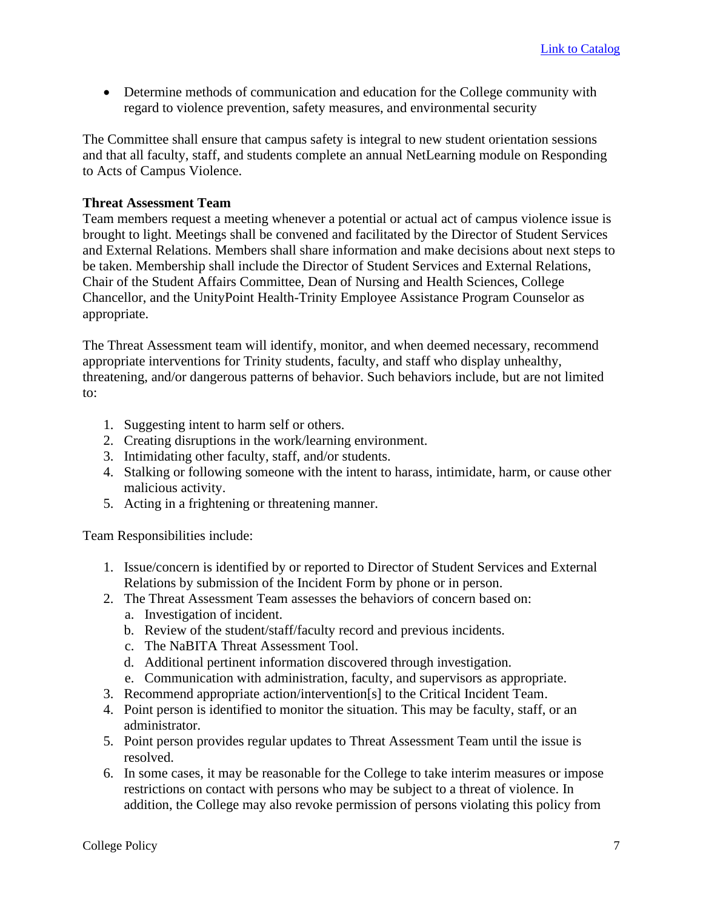- Determine methods of communication and education for the College community with regard to violence prevention, safety measures, and environmental security

The Committee shall ensure that campus safety is integral to new student orientation sessions and that all faculty, staff, and students complete an annual NetLearning module on Responding to Acts of Campus Violence.

**Threat Assessment Team**

Team members request a meeting whenever a potential or actual act of campus violence issue is brought to light. Meetings shall be convened and facilitated by the Director of Student Services and External Relations. Members shall share information and make decisions about next steps to be taken. Membership shall include the Director of Student Services and External Relations, Chair of the Student Affairs Committee, Dean of Nursing and Health Sciences, College Chancellor, and the UnityPoint Health-Trinity Employee Assistance Program Counselor as appropriate.

The Threat Assessment team will identify, monitor, and when deemed necessary, recommend appropriate interventions for Trinity students, faculty, and staff who display unhealthy, threatening, and/or dangerous patterns of behavior. Such behaviors include, but are not limited to:

1. Suggesting intent to harm self or others.
2. Creating disruptions in the work/learning environment.
3. Intimidating other faculty, staff, and/or students.
4. Stalking or following someone with the intent to harass, intimidate, harm, or cause other malicious activity.
5. Acting in a frightening or threatening manner.

Team Responsibilities include:

1. Issue/concern is identified by or reported to Director of Student Services and External Relations by submission of the Incident Form by phone or in person.
2. The Threat Assessment Team assesses the behaviors of concern based on:
   a. Investigation of incident.
   b. Review of the student/staff/faculty record and previous incidents.
   c. The NaBITA Threat Assessment Tool.
   d. Additional pertinent information discovered through investigation.
   e. Communication with administration, faculty, and supervisors as appropriate.
3. Recommend appropriate action/intervention[s] to the Critical Incident Team.
4. Point person is identified to monitor the situation. This may be faculty, staff, or an administrator.
5. Point person provides regular updates to Threat Assessment Team until the issue is resolved.
6. In some cases, it may be reasonable for the College to take interim measures or impose restrictions on contact with persons who may be subject to a threat of violence. In addition, the College may also revoke permission of persons violating this policy from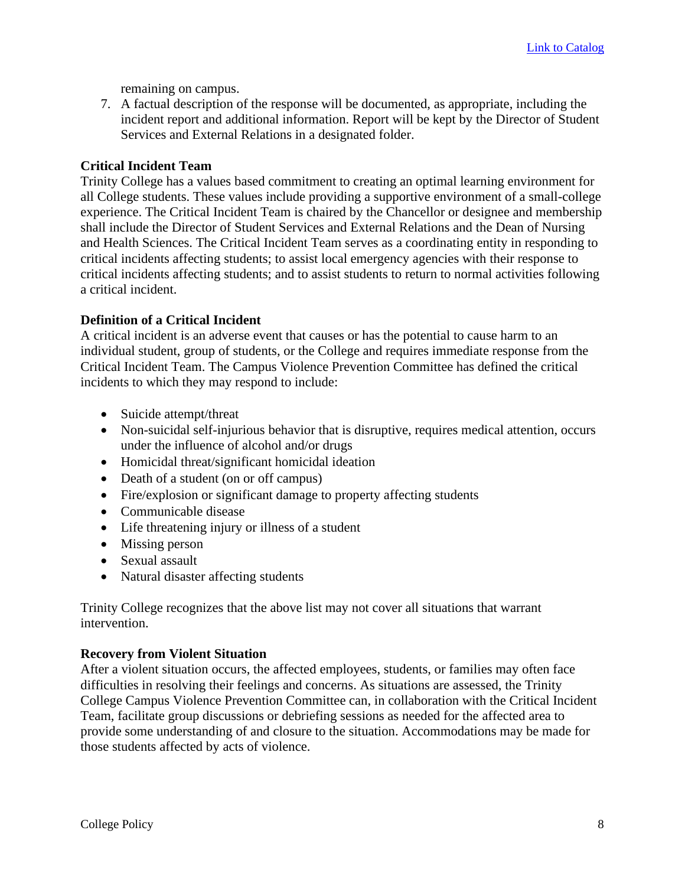remaining on campus.

7. A factual description of the response will be documented, as appropriate, including the incident report and additional information. Report will be kept by the Director of Student Services and External Relations in a designated folder.

**Critical Incident Team**

Trinity College has a values based commitment to creating an optimal learning environment for all College students. These values include providing a supportive environment of a small-college experience. The Critical Incident Team is chaired by the Chancellor or designee and membership shall include the Director of Student Services and External Relations and the Dean of Nursing and Health Sciences. The Critical Incident Team serves as a coordinating entity in responding to critical incidents affecting students; to assist local emergency agencies with their response to critical incidents affecting students; and to assist students to return to normal activities following a critical incident.

**Definition of a Critical Incident**

A critical incident is an adverse event that causes or has the potential to cause harm to an individual student, group of students, or the College and requires immediate response from the Critical Incident Team. The Campus Violence Prevention Committee has defined the critical incidents to which they may respond to include:

- Suicide attempt/threat
- Non-suicidal self-injurious behavior that is disruptive, requires medical attention, occurs under the influence of alcohol and/or drugs
- Homicidal threat/significant homicidal ideation
- Death of a student (on or off campus)
- Fire/explosion or significant damage to property affecting students
- Communicable disease
- Life threatening injury or illness of a student
- Missing person
- Sexual assault
- Natural disaster affecting students

Trinity College recognizes that the above list may not cover all situations that warrant intervention.

**Recovery from Violent Situation**

After a violent situation occurs, the affected employees, students, or families may often face difficulties in resolving their feelings and concerns. As situations are assessed, the Trinity College Campus Violence Prevention Committee can, in collaboration with the Critical Incident Team, facilitate group discussions or debriefing sessions as needed for the affected area to provide some understanding of and closure to the situation. Accommodations may be made for those students affected by acts of violence.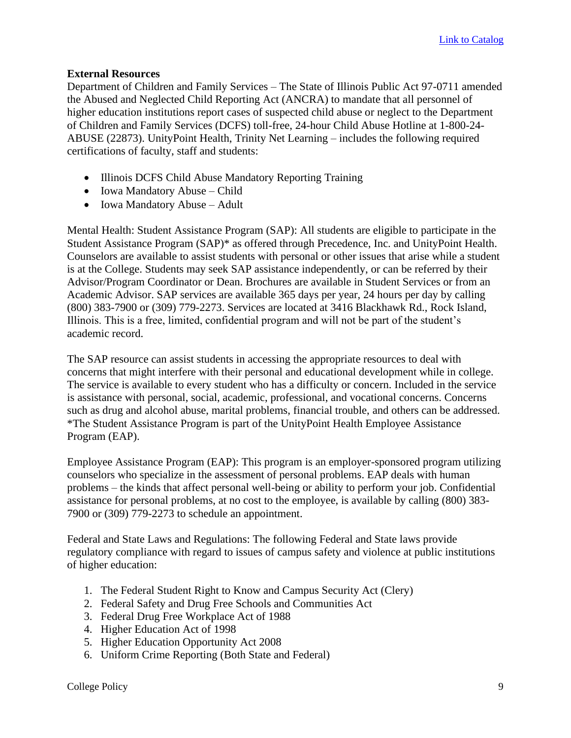[Link to Catalog]

**External Resources**

Department of Children and Family Services – The State of Illinois Public Act 97-0711 amended the Abused and Neglected Child Reporting Act (ANCRA) to mandate that all personnel of higher education institutions report cases of suspected child abuse or neglect to the Department of Children and Family Services (DCFS) toll-free, 24-hour Child Abuse Hotline at 1-800-24-ABUSE (22873). UnityPoint Health, Trinity Net Learning – includes the following required certifications of faculty, staff and students:

- Illinois DCFS Child Abuse Mandatory Reporting Training
- Iowa Mandatory Abuse – Child
- Iowa Mandatory Abuse – Adult

Mental Health: Student Assistance Program (SAP): All students are eligible to participate in the Student Assistance Program (SAP)* as offered through Precedence, Inc. and UnityPoint Health. Counselors are available to assist students with personal or other issues that arise while a student is at the College. Students may seek SAP assistance independently, or can be referred by their Advisor/Program Coordinator or Dean. Brochures are available in Student Services or from an Academic Advisor. SAP services are available 365 days per year, 24 hours per day by calling (800) 383-7900 or (309) 779-2273. Services are located at 3416 Blackhawk Rd., Rock Island, Illinois. This is a free, limited, confidential program and will not be part of the student's academic record.

The SAP resource can assist students in accessing the appropriate resources to deal with concerns that might interfere with their personal and educational development while in college. The service is available to every student who has a difficulty or concern. Included in the service is assistance with personal, social, academic, professional, and vocational concerns. Concerns such as drug and alcohol abuse, marital problems, financial trouble, and others can be addressed. *The Student Assistance Program is part of the UnityPoint Health Employee Assistance Program (EAP).

Employee Assistance Program (EAP): This program is an employer-sponsored program utilizing counselors who specialize in the assessment of personal problems. EAP deals with human problems – the kinds that affect personal well-being or ability to perform your job. Confidential assistance for personal problems, at no cost to the employee, is available by calling (800) 383-7900 or (309) 779-2273 to schedule an appointment.

Federal and State Laws and Regulations: The following Federal and State laws provide regulatory compliance with regard to issues of campus safety and violence at public institutions of higher education:

1. The Federal Student Right to Know and Campus Security Act (Clery)
2. Federal Safety and Drug Free Schools and Communities Act
3. Federal Drug Free Workplace Act of 1988
4. Higher Education Act of 1998
5. Higher Education Opportunity Act 2008
6. Uniform Crime Reporting (Both State and Federal)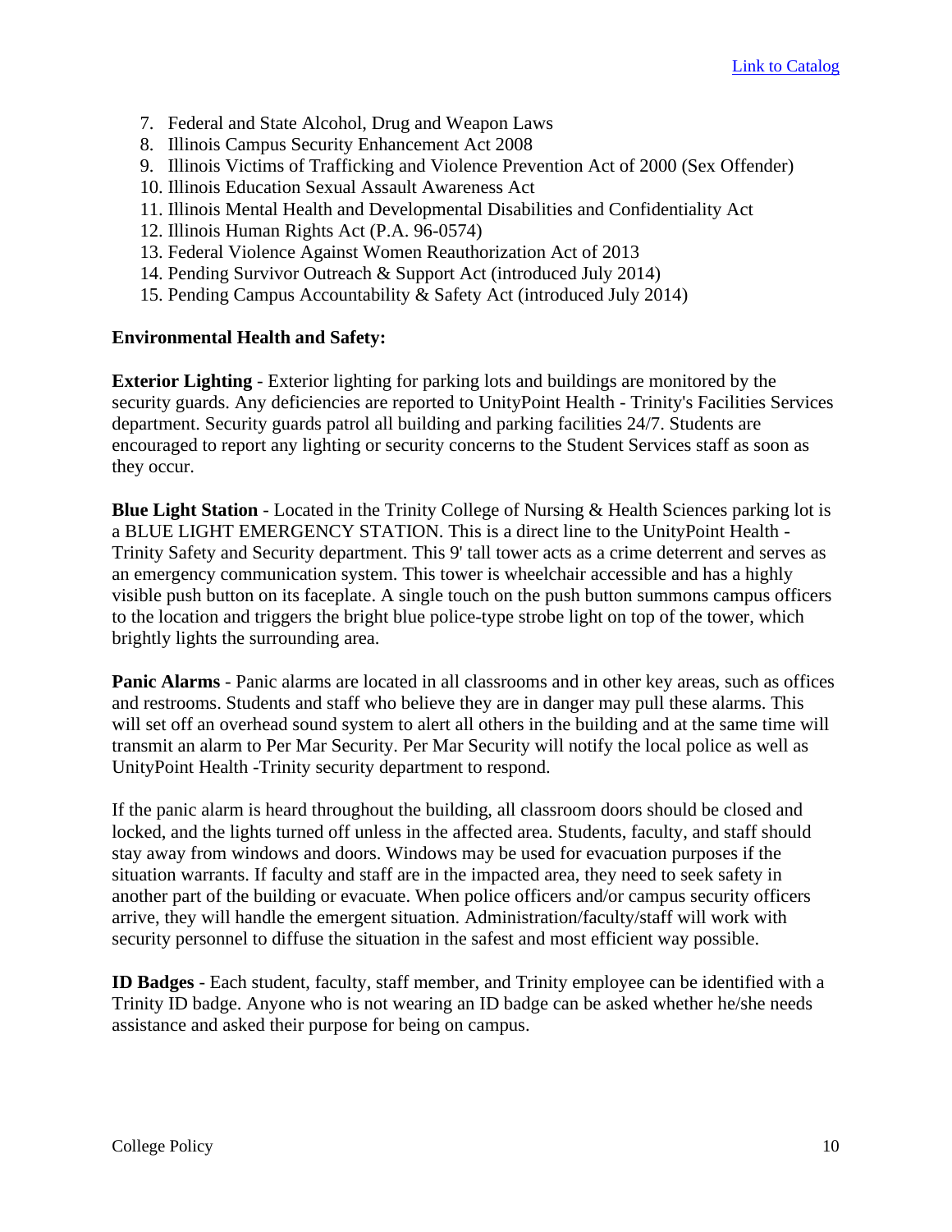7. Federal and State Alcohol, Drug and Weapon Laws
8. Illinois Campus Security Enhancement Act 2008
9. Illinois Victims of Trafficking and Violence Prevention Act of 2000 (Sex Offender)
10. Illinois Education Sexual Assault Awareness Act
11. Illinois Mental Health and Developmental Disabilities and Confidentiality Act
12. Illinois Human Rights Act (P.A. 96-0574)
13. Federal Violence Against Women Reauthorization Act of 2013
14. Pending Survivor Outreach & Support Act (introduced July 2014)
15. Pending Campus Accountability & Safety Act (introduced July 2014)

**Environmental Health and Safety:**

**Exterior Lighting** - Exterior lighting for parking lots and buildings are monitored by the security guards. Any deficiencies are reported to UnityPoint Health - Trinity's Facilities Services department. Security guards patrol all building and parking facilities 24/7. Students are encouraged to report any lighting or security concerns to the Student Services staff as soon as they occur.

**Blue Light Station** - Located in the Trinity College of Nursing & Health Sciences parking lot is a BLUE LIGHT EMERGENCY STATION. This is a direct line to the UnityPoint Health - Trinity Safety and Security department. This 9' tall tower acts as a crime deterrent and serves as an emergency communication system. This tower is wheelchair accessible and has a highly visible push button on its faceplate. A single touch on the push button summons campus officers to the location and triggers the bright blue police-type strobe light on top of the tower, which brightly lights the surrounding area.

**Panic Alarms** - Panic alarms are located in all classrooms and in other key areas, such as offices and restrooms. Students and staff who believe they are in danger may pull these alarms. This will set off an overhead sound system to alert all others in the building and at the same time will transmit an alarm to Per Mar Security. Per Mar Security will notify the local police as well as UnityPoint Health -Trinity security department to respond.

If the panic alarm is heard throughout the building, all classroom doors should be closed and locked, and the lights turned off unless in the affected area. Students, faculty, and staff should stay away from windows and doors. Windows may be used for evacuation purposes if the situation warrants. If faculty and staff are in the impacted area, they need to seek safety in another part of the building or evacuate. When police officers and/or campus security officers arrive, they will handle the emergent situation. Administration/faculty/staff will work with security personnel to diffuse the situation in the safest and most efficient way possible.

**ID Badges** - Each student, faculty, staff member, and Trinity employee can be identified with a Trinity ID badge. Anyone who is not wearing an ID badge can be asked whether he/she needs assistance and asked their purpose for being on campus.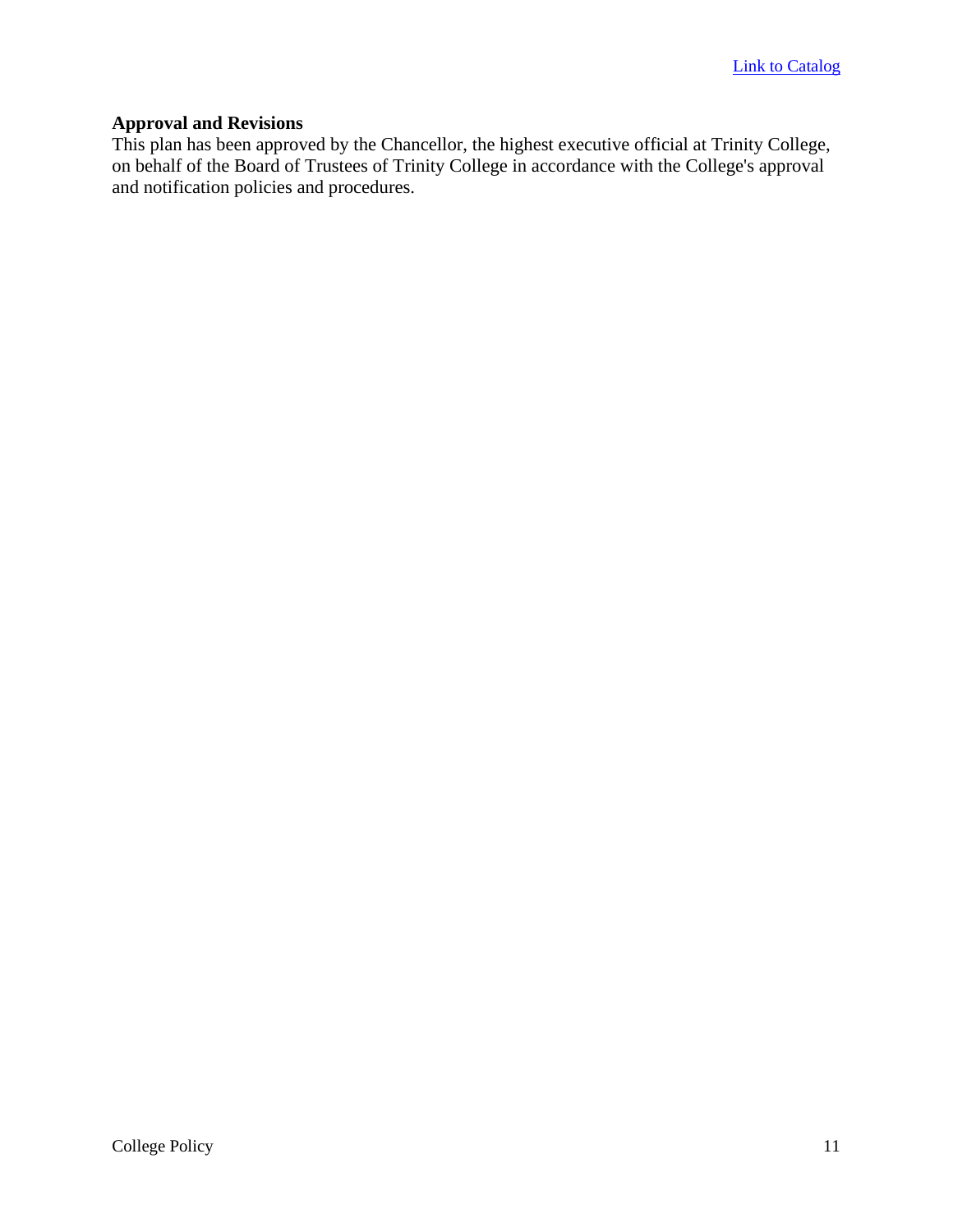[Link to Catalog]

## Approval and Revisions

This plan has been approved by the Chancellor, the highest executive official at Trinity College, on behalf of the Board of Trustees of Trinity College in accordance with the College's approval and notification policies and procedures.